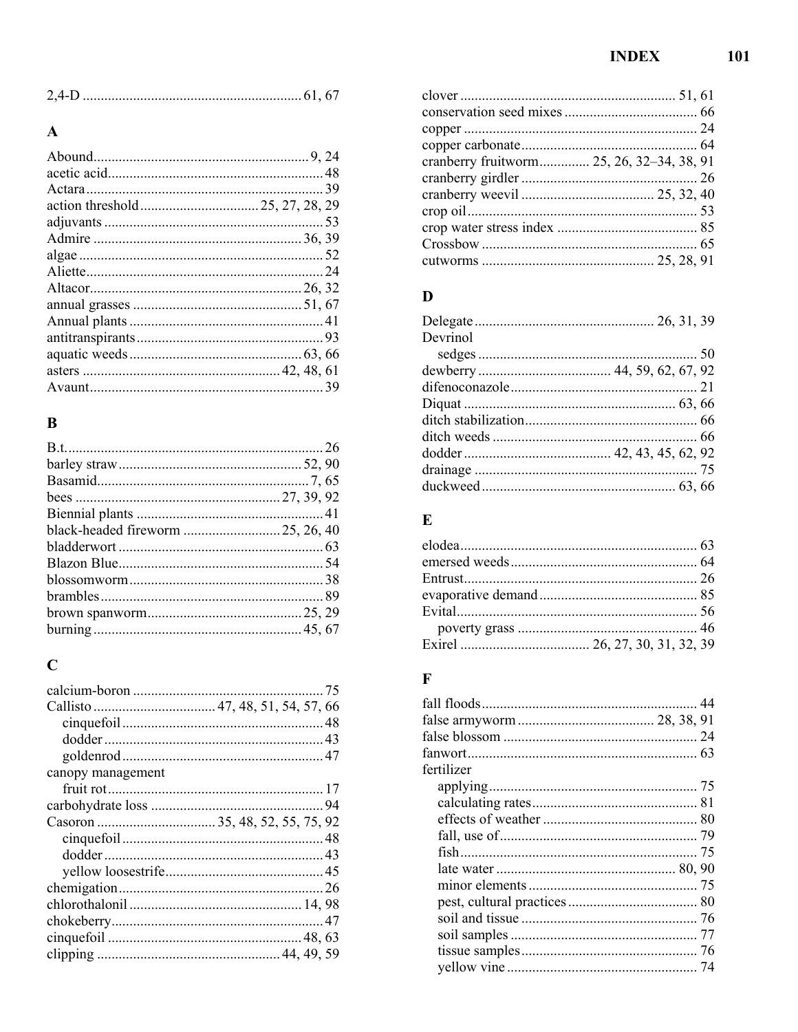2,4-D ... 61, 67

## A

Abound ... 9, 24
acetic acid ... 48
Actara ... 39
action threshold ... 25, 27, 28, 29
adjuvants ... 53
Admire ... 36, 39
algae ... 52
Aliette ... 24
Altacor ... 26, 32
annual grasses ... 51, 67
Annual plants ... 41
antitranspirants ... 93
aquatic weeds ... 63, 66
asters ... 42, 48, 61
Avaunt ... 39

## B

B.t. ... 26
barley straw ... 52, 90
Basamid ... 7, 65
bees ... 27, 39, 92
Biennial plants ... 41
black-headed fireworm ... 25, 26, 40
bladderwort ... 63
Blazon Blue ... 54
blossomworm ... 38
brambles ... 89
brown spanworm ... 25, 29
burning ... 45, 67

## C

calcium-boron ... 75
Callisto ... 47, 48, 51, 54, 57, 66
- cinquefoil ... 48
- dodder ... 43
- goldenrod ... 47

canopy management
- fruit rot ... 17

carbohydrate loss ... 94
Casoron ... 35, 48, 52, 55, 75, 92
- cinquefoil ... 48
- dodder ... 43
- yellow loosestrife ... 45

chemigation ... 26
chlorothalonil ... 14, 98
chokeberry ... 47
cinquefoil ... 48, 63
clipping ... 44, 49, 59
clover ... 51, 61
conservation seed mixes ... 66
copper ... 24
copper carbonate ... 64
cranberry fruitworm ... 25, 26, 32–34, 38, 91
cranberry girdler ... 26
cranberry weevil ... 25, 32, 40
crop oil ... 53
crop water stress index ... 85
Crossbow ... 65
cutworms ... 25, 28, 91

## D

Delegate ... 26, 31, 39
Devrinol
- sedges ... 50

dewberry ... 44, 59, 62, 67, 92
difenoconazole ... 21
Diquat ... 63, 66
ditch stabilization ... 66
ditch weeds ... 66
dodder ... 42, 43, 45, 62, 92
drainage ... 75
duckweed ... 63, 66

## E

elodea ... 63
emersed weeds ... 64
Entrust ... 26
evaporative demand ... 85
Evital ... 56
- poverty grass ... 46

Exirel ... 26, 27, 30, 31, 32, 39

## F

fall floods ... 44
false armyworm ... 28, 38, 91
false blossom ... 24
fanwort ... 63
fertilizer
- applying ... 75
- calculating rates ... 81
- effects of weather ... 80
- fall, use of ... 79
- fish ... 75
- late water ... 80, 90
- minor elements ... 75
- pest, cultural practices ... 80
- soil and tissue ... 76
- soil samples ... 77
- tissue samples ... 76
- yellow vine ... 74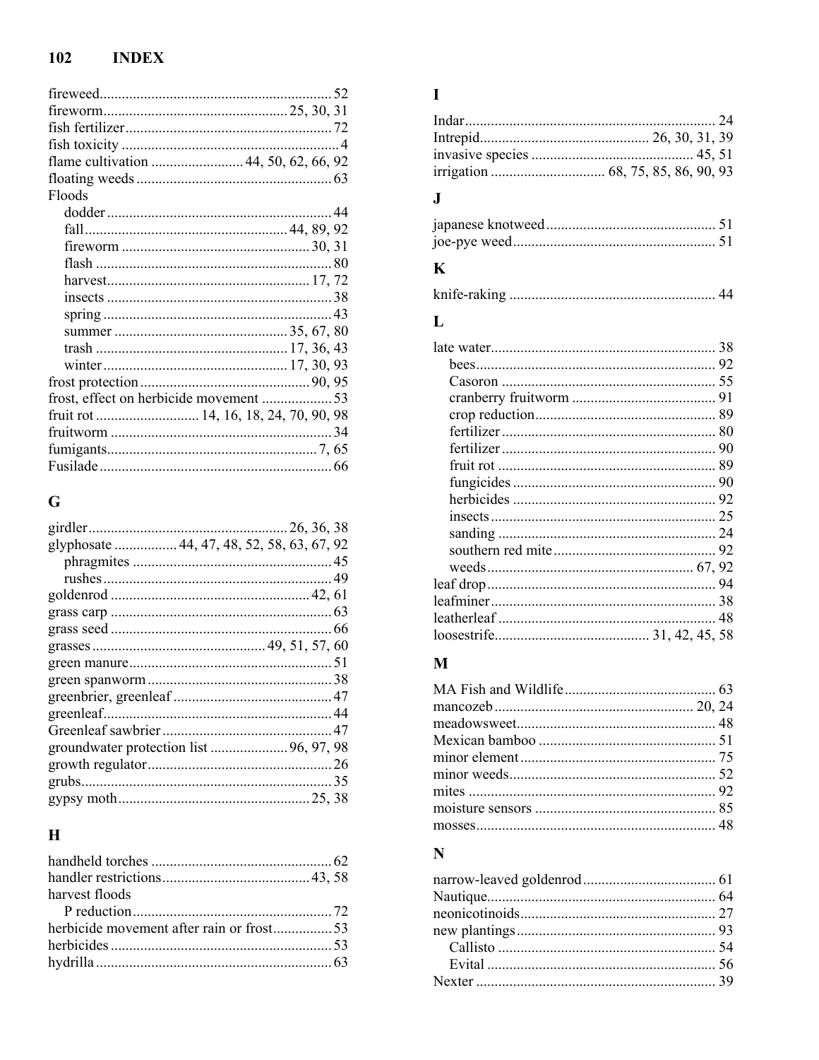fireweed 52
fireworm 25, 30, 31
fish fertilizer 72
fish toxicity 4
flame cultivation 44, 50, 62, 66, 92
floating weeds 63
Floods
- dodder 44
- fall 44, 89, 92
- fireworm 30, 31
- flash 80
- harvest 17, 72
- insects 38
- spring 43
- summer 35, 67, 80
- trash 17, 36, 43
- winter 17, 30, 93

frost protection 90, 95
frost, effect on herbicide movement 53
fruit rot 14, 16, 18, 24, 70, 90, 98
fruitworm 34
fumigants 7, 65
Fusilade 66

## G

girdler 26, 36, 38
glyphosate 44, 47, 48, 52, 58, 63, 67, 92
- phragmites 45
- rushes 49

goldenrod 42, 61
grass carp 63
grass seed 66
grasses 49, 51, 57, 60
green manure 51
green spanworm 38
greenbrier, greenleaf 47
greenleaf 44
Greenleaf sawbrier 47
groundwater protection list 96, 97, 98
growth regulator 26
grubs 35
gypsy moth 25, 38

## H

handheld torches 62
handler restrictions 43, 58
harvest floods
- P reduction 72

herbicide movement after rain or frost 53
herbicides 53
hydrilla 63

## I

Indar 24
Intrepid 26, 30, 31, 39
invasive species 45, 51
irrigation 68, 75, 85, 86, 90, 93

## J

japanese knotweed 51
joe-pye weed 51

## K

knife-raking 44

## L

late water 38
- bees 92
- Casoron 55
- cranberry fruitworm 91
- crop reduction 89
- fertilizer 80
- fertilizer 90
- fruit rot 89
- fungicides 90
- herbicides 92
- insects 25
- sanding 24
- southern red mite 92
- weeds 67, 92

leaf drop 94
leafminer 38
leatherleaf 48
loosestrife 31, 42, 45, 58

## M

MA Fish and Wildlife 63
mancozeb 20, 24
meadowsweet 48
Mexican bamboo 51
minor element 75
minor weeds 52
mites 92
moisture sensors 85
mosses 48

## N

narrow-leaved goldenrod 61
Nautique 64
neonicotinoids 27
new plantings 93
- Callisto 54
- Evital 56

Nexter 39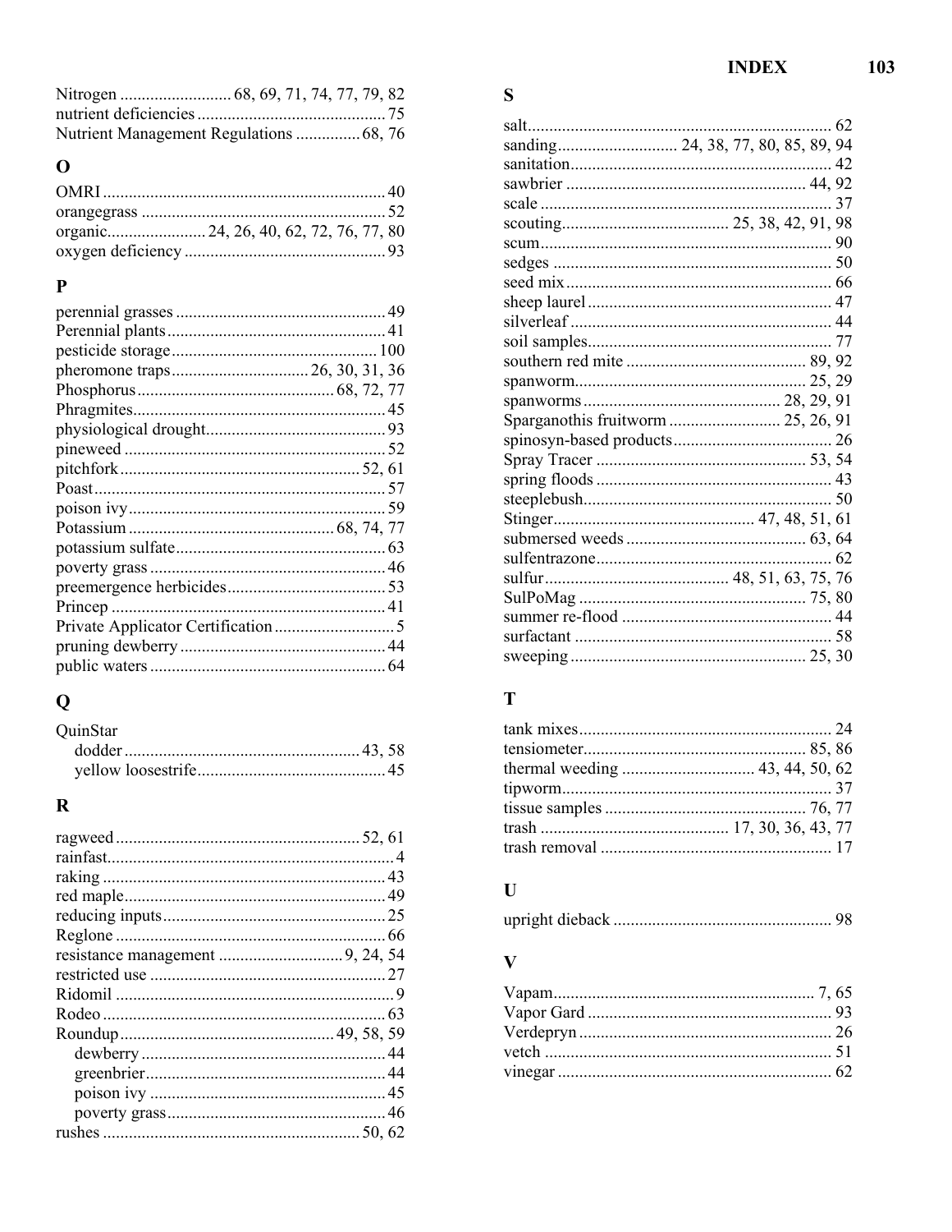Nitrogen .......................... 68, 69, 71, 74, 77, 79, 82
nutrient deficiencies ............................................ 75
Nutrient Management Regulations ............... 68, 76

## O

OMRI ................................................................. 40
orangegrass ......................................................... 52
organic....................... 24, 26, 40, 62, 72, 76, 77, 80
oxygen deficiency .............................................. 93

## P

perennial grasses ................................................. 49
Perennial plants ................................................... 41
pesticide storage ................................................ 100
pheromone traps ................................ 26, 30, 31, 36
Phosphorus ............................................. 68, 72, 77
Phragmites ........................................................... 45
physiological drought .......................................... 93
pineweed ............................................................. 52
pitchfork ......................................................... 52, 61
Poast .................................................................... 57
poison ivy ............................................................ 59
Potassium ............................................... 68, 74, 77
potassium sulfate ................................................. 63
poverty grass ....................................................... 46
preemergence herbicides ..................................... 53
Princep ................................................................ 41
Private Applicator Certification ............................ 5
pruning dewberry ................................................ 44
public waters ....................................................... 64

## Q

QuinStar
- dodder ....................................................... 43, 58
- yellow loosestrife ............................................ 45

## R

ragweed ......................................................... 52, 61
rainfast .................................................................. 4
raking .................................................................. 43
red maple ............................................................. 49
reducing inputs .................................................... 25
Reglone ............................................................... 66
resistance management ............................. 9, 24, 54
restricted use ....................................................... 27
Ridomil ................................................................. 9
Rodeo .................................................................. 63
Roundup ................................................. 49, 58, 59
- dewberry ......................................................... 44
- greenbrier ........................................................ 44
- poison ivy ....................................................... 45
- poverty grass ................................................... 46

rushes ............................................................ 50, 62

## S

salt ....................................................................... 62
sanding ............................ 24, 38, 77, 80, 85, 89, 94
sanitation ............................................................. 42
sawbrier ......................................................... 44, 92
scale .................................................................... 37
scouting ....................................... 25, 38, 42, 91, 98
scum .................................................................... 90
sedges ................................................................. 50
seed mix .............................................................. 66
sheep laurel ......................................................... 47
silverleaf ............................................................. 44
soil samples ......................................................... 77
southern red mite .......................................... 89, 92
spanworm ...................................................... 25, 29
spanworms ............................................. 28, 29, 91
Sparganothis fruitworm .......................... 25, 26, 91
spinosyn-based products ..................................... 26
Spray Tracer .................................................. 53, 54
spring floods ....................................................... 43
steeplebush .......................................................... 50
Stinger .............................................. 47, 48, 51, 61
submersed weeds .......................................... 63, 64
sulfentrazone ....................................................... 62
sulfur ........................................... 48, 51, 63, 75, 76
SulPoMag ..................................................... 75, 80
summer re-flood ................................................. 44
surfactant ............................................................ 58
sweeping ....................................................... 25, 30

## T

tank mixes ........................................................... 24
tensiometer .................................................... 85, 86
thermal weeding ............................... 43, 44, 50, 62
tipworm ............................................................... 37
tissue samples ............................................... 76, 77
trash ............................................ 17, 30, 36, 43, 77
trash removal ...................................................... 17

## U

upright dieback ................................................... 98

## V

Vapam ............................................................. 7, 65
Vapor Gard ......................................................... 93
Verdepryn ........................................................... 26
vetch ................................................................... 51
vinegar ................................................................ 62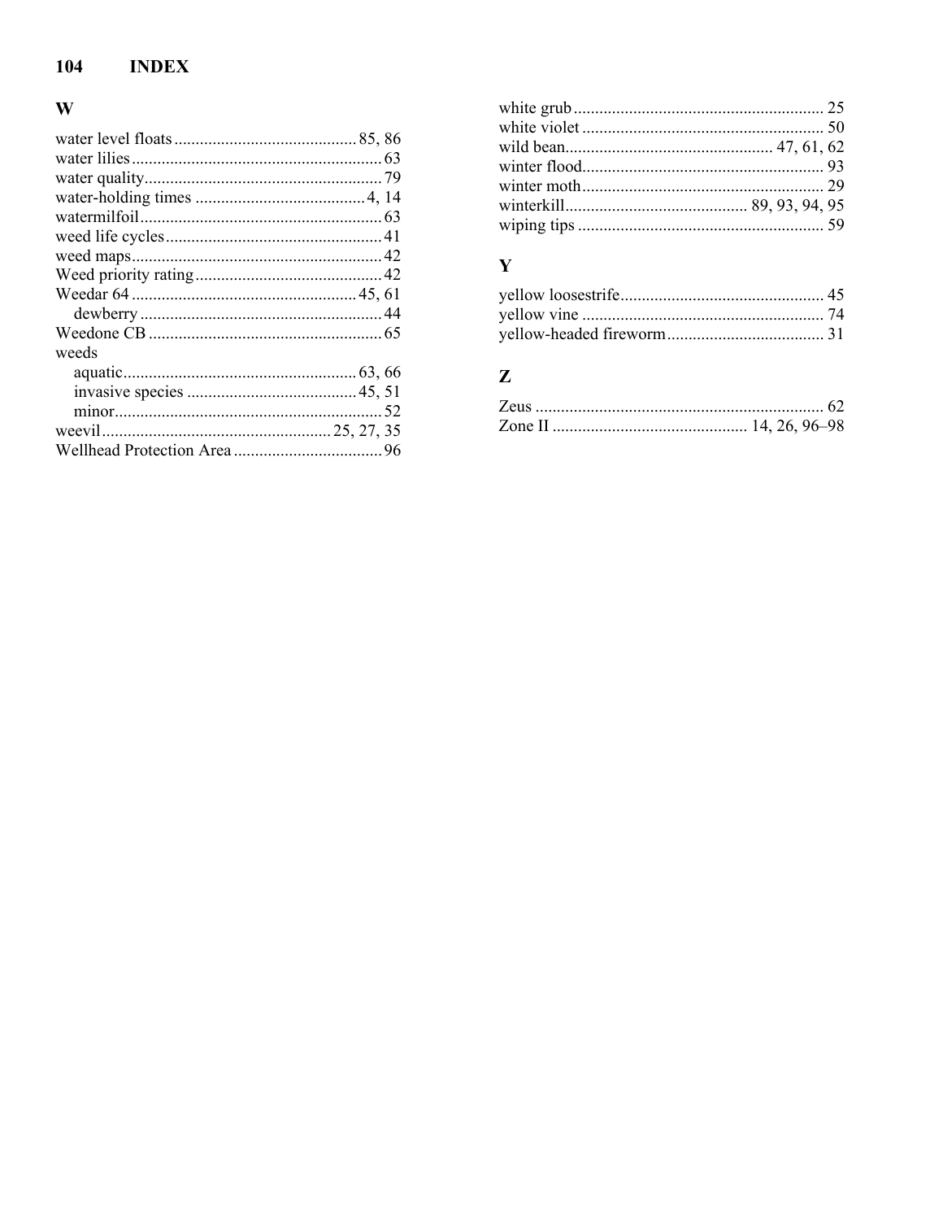## W

water level floats ... 85, 86
water lilies ... 63
water quality ... 79
water-holding times ... 4, 14
watermilfoil ... 63
weed life cycles ... 41
weed maps ... 42
Weed priority rating ... 42
Weedar 64 ... 45, 61
  dewberry ... 44
Weedone CB ... 65
weeds
  aquatic ... 63, 66
  invasive species ... 45, 51
  minor ... 52
weevil ... 25, 27, 35
Wellhead Protection Area ... 96
white grub ... 25
white violet ... 50
wild bean ... 47, 61, 62
winter flood ... 93
winter moth ... 29
winterkill ... 89, 93, 94, 95
wiping tips ... 59

## Y

yellow loosestrife ... 45
yellow vine ... 74
yellow-headed fireworm ... 31

## Z

Zeus ... 62
Zone II ... 14, 26, 96–98